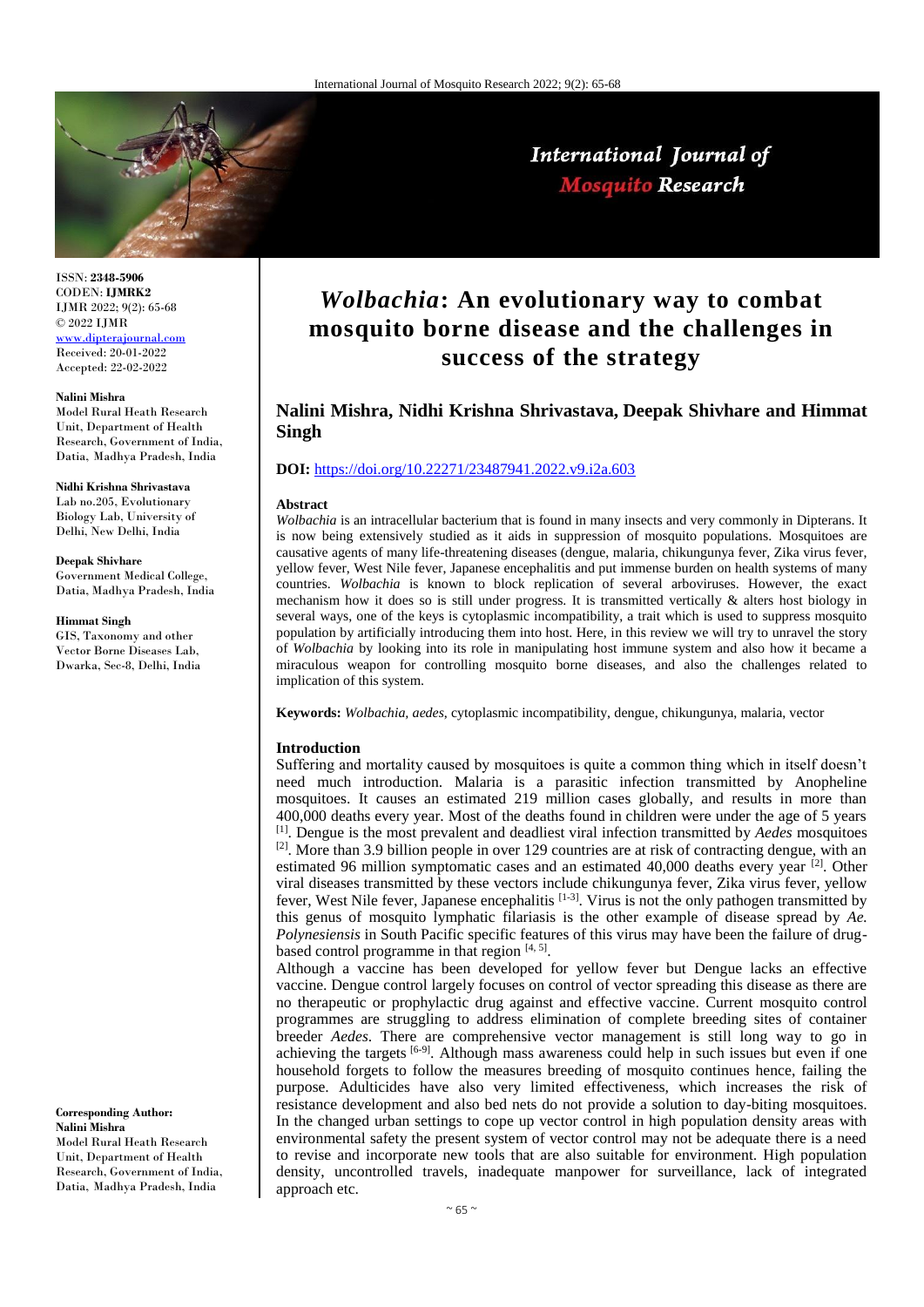# *Wolbachia*: An evolutionary way to combat mosquito borne disease and the challenges in success of the strategy

**Nalini Mishra, Nidhi Krishna Shrivastava, Deepak Shivhare and Himmat Singh**

**DOI:** https://doi.org/10.22271/23487941.2022.v9.i2a.603

ISSN: **2348-5906**
CODEN: **IJMRK2**
IJMR 2022; 9(2): 65-68
© 2022 IJMR
www.dipterajournal.com
Received: 20-01-2022
Accepted: 22-02-2022

**Nalini Mishra**
Model Rural Heath Research Unit, Department of Health Research, Government of India, Datia, Madhya Pradesh, India

**Nidhi Krishna Shrivastava**
Lab no.205, Evolutionary Biology Lab, University of Delhi, New Delhi, India

**Deepak Shivhare**
Government Medical College, Datia, Madhya Pradesh, India

**Himmat Singh**
GIS, Taxonomy and other Vector Borne Diseases Lab, Dwarka, Sec-8, Delhi, India

**Corresponding Author:**
**Nalini Mishra**
Model Rural Heath Research Unit, Department of Health Research, Government of India, Datia, Madhya Pradesh, India

## Abstract

*Wolbachia* is an intracellular bacterium that is found in many insects and very commonly in Dipterans. It is now being extensively studied as it aids in suppression of mosquito populations. Mosquitoes are causative agents of many life-threatening diseases (dengue, malaria, chikungunya fever, Zika virus fever, yellow fever, West Nile fever, Japanese encephalitis and put immense burden on health systems of many countries. *Wolbachia* is known to block replication of several arboviruses. However, the exact mechanism how it does so is still under progress. It is transmitted vertically & alters host biology in several ways, one of the keys is cytoplasmic incompatibility, a trait which is used to suppress mosquito population by artificially introducing them into host. Here, in this review we will try to unravel the story of *Wolbachia* by looking into its role in manipulating host immune system and also how it became a miraculous weapon for controlling mosquito borne diseases, and also the challenges related to implication of this system.

**Keywords:** *Wolbachia*, *aedes*, cytoplasmic incompatibility, dengue, chikungunya, malaria, vector

## Introduction

Suffering and mortality caused by mosquitoes is quite a common thing which in itself doesn't need much introduction. Malaria is a parasitic infection transmitted by Anopheline mosquitoes. It causes an estimated 219 million cases globally, and results in more than 400,000 deaths every year. Most of the deaths found in children were under the age of 5 years [1]. Dengue is the most prevalent and deadliest viral infection transmitted by *Aedes* mosquitoes [2]. More than 3.9 billion people in over 129 countries are at risk of contracting dengue, with an estimated 96 million symptomatic cases and an estimated 40,000 deaths every year [2]. Other viral diseases transmitted by these vectors include chikungunya fever, Zika virus fever, yellow fever, West Nile fever, Japanese encephalitis [1-3]. Virus is not the only pathogen transmitted by this genus of mosquito lymphatic filariasis is the other example of disease spread by *Ae. Polynesiensis* in South Pacific specific features of this virus may have been the failure of drug-based control programme in that region [4, 5].

Although a vaccine has been developed for yellow fever but Dengue lacks an effective vaccine. Dengue control largely focuses on control of vector spreading this disease as there are no therapeutic or prophylactic drug against and effective vaccine. Current mosquito control programmes are struggling to address elimination of complete breeding sites of container breeder *Aedes*. There are comprehensive vector management is still long way to go in achieving the targets [6-9]. Although mass awareness could help in such issues but even if one household forgets to follow the measures breeding of mosquito continues hence, failing the purpose. Adulticides have also very limited effectiveness, which increases the risk of resistance development and also bed nets do not provide a solution to day-biting mosquitoes. In the changed urban settings to cope up vector control in high population density areas with environmental safety the present system of vector control may not be adequate there is a need to revise and incorporate new tools that are also suitable for environment. High population density, uncontrolled travels, inadequate manpower for surveillance, lack of integrated approach etc.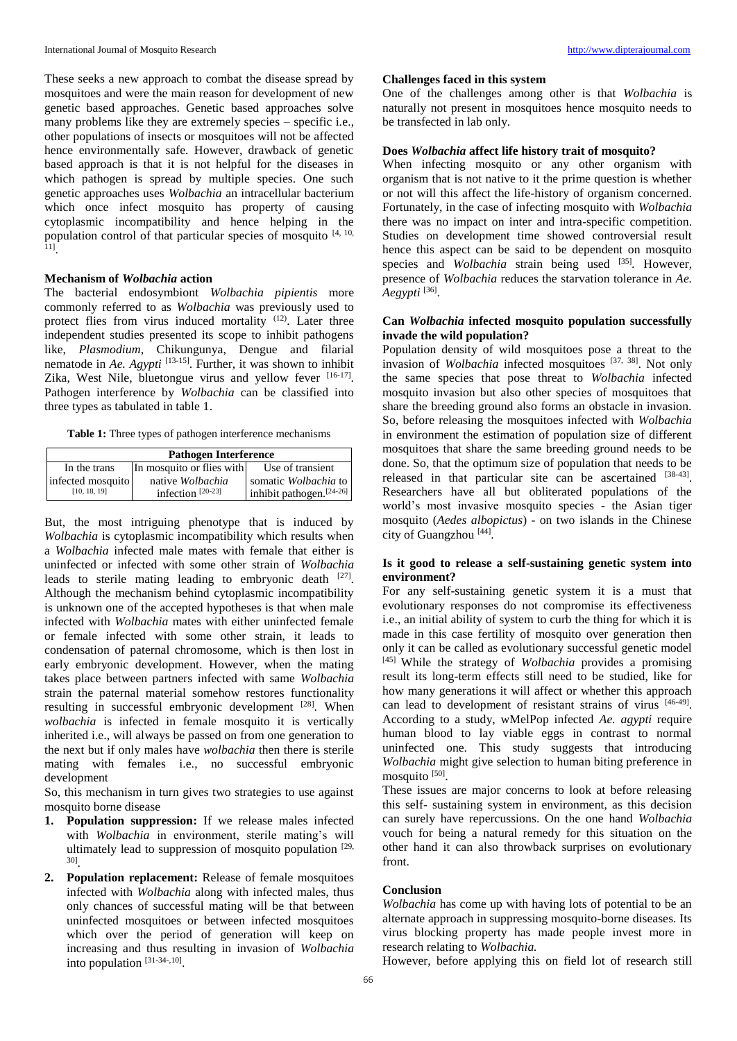These seeks a new approach to combat the disease spread by mosquitoes and were the main reason for development of new genetic based approaches. Genetic based approaches solve many problems like they are extremely species – specific i.e., other populations of insects or mosquitoes will not be affected hence environmentally safe. However, drawback of genetic based approach is that it is not helpful for the diseases in which pathogen is spread by multiple species. One such genetic approaches uses *Wolbachia* an intracellular bacterium which once infect mosquito has property of causing cytoplasmic incompatibility and hence helping in the population control of that particular species of mosquito [4, 10, 11].

### Mechanism of *Wolbachia* action

The bacterial endosymbiont *Wolbachia pipientis* more commonly referred to as *Wolbachia* was previously used to protect flies from virus induced mortality (12). Later three independent studies presented its scope to inhibit pathogens like, *Plasmodium*, Chikungunya, Dengue and filarial nematode in *Ae. Agypti* [13-15]. Further, it was shown to inhibit Zika, West Nile, bluetongue virus and yellow fever [16-17]. Pathogen interference by *Wolbachia* can be classified into three types as tabulated in table 1.

**Table 1:** Three types of pathogen interference mechanisms

| Pathogen Interference | | |
|---|---|---|
| In the trans infected mosquito [10, 18, 19] | In mosquito or flies with native *Wolbachia* infection [20-23] | Use of transient somatic *Wolbachia* to inhibit pathogen.[24-26] |

But, the most intriguing phenotype that is induced by *Wolbachia* is cytoplasmic incompatibility which results when a *Wolbachia* infected male mates with female that either is uninfected or infected with some other strain of *Wolbachia* leads to sterile mating leading to embryonic death [27]. Although the mechanism behind cytoplasmic incompatibility is unknown one of the accepted hypotheses is that when male infected with *Wolbachia* mates with either uninfected female or female infected with some other strain, it leads to condensation of paternal chromosome, which is then lost in early embryonic development. However, when the mating takes place between partners infected with same *Wolbachia* strain the paternal material somehow restores functionality resulting in successful embryonic development [28]. When *wolbachia* is infected in female mosquito it is vertically inherited i.e., will always be passed on from one generation to the next but if only males have *wolbachia* then there is sterile mating with females i.e., no successful embryonic development

So, this mechanism in turn gives two strategies to use against mosquito borne disease

1. **Population suppression:** If we release males infected with *Wolbachia* in environment, sterile mating's will ultimately lead to suppression of mosquito population [29, 30].
2. **Population replacement:** Release of female mosquitoes infected with *Wolbachia* along with infected males, thus only chances of successful mating will be that between uninfected mosquitoes or between infected mosquitoes which over the period of generation will keep on increasing and thus resulting in invasion of *Wolbachia* into population [31-34-,10].

### Challenges faced in this system

One of the challenges among other is that *Wolbachia* is naturally not present in mosquitoes hence mosquito needs to be transfected in lab only.

### Does *Wolbachia* affect life history trait of mosquito?

When infecting mosquito or any other organism with organism that is not native to it the prime question is whether or not will this affect the life-history of organism concerned. Fortunately, in the case of infecting mosquito with *Wolbachia* there was no impact on inter and intra-specific competition. Studies on development time showed controversial result hence this aspect can be said to be dependent on mosquito species and *Wolbachia* strain being used [35]. However, presence of *Wolbachia* reduces the starvation tolerance in *Ae. Aegypti* [36].

### Can *Wolbachia* infected mosquito population successfully invade the wild population?

Population density of wild mosquitoes pose a threat to the invasion of *Wolbachia* infected mosquitoes [37, 38]. Not only the same species that pose threat to *Wolbachia* infected mosquito invasion but also other species of mosquitoes that share the breeding ground also forms an obstacle in invasion. So, before releasing the mosquitoes infected with *Wolbachia* in environment the estimation of population size of different mosquitoes that share the same breeding ground needs to be done. So, that the optimum size of population that needs to be released in that particular site can be ascertained [38-43]. Researchers have all but obliterated populations of the world's most invasive mosquito species - the Asian tiger mosquito (*Aedes albopictus*) - on two islands in the Chinese city of Guangzhou [44].

### Is it good to release a self-sustaining genetic system into environment?

For any self-sustaining genetic system it is a must that evolutionary responses do not compromise its effectiveness i.e., an initial ability of system to curb the thing for which it is made in this case fertility of mosquito over generation then only it can be called as evolutionary successful genetic model [45] While the strategy of *Wolbachia* provides a promising result its long-term effects still need to be studied, like for how many generations it will affect or whether this approach can lead to development of resistant strains of virus [46-49]. According to a study, wMelPop infected *Ae. agypti* require human blood to lay viable eggs in contrast to normal uninfected one. This study suggests that introducing *Wolbachia* might give selection to human biting preference in mosquito [50].

These issues are major concerns to look at before releasing this self- sustaining system in environment, as this decision can surely have repercussions. On the one hand *Wolbachia* vouch for being a natural remedy for this situation on the other hand it can also throwback surprises on evolutionary front.

### Conclusion

*Wolbachia* has come up with having lots of potential to be an alternate approach in suppressing mosquito-borne diseases. Its virus blocking property has made people invest more in research relating to *Wolbachia.*

However, before applying this on field lot of research still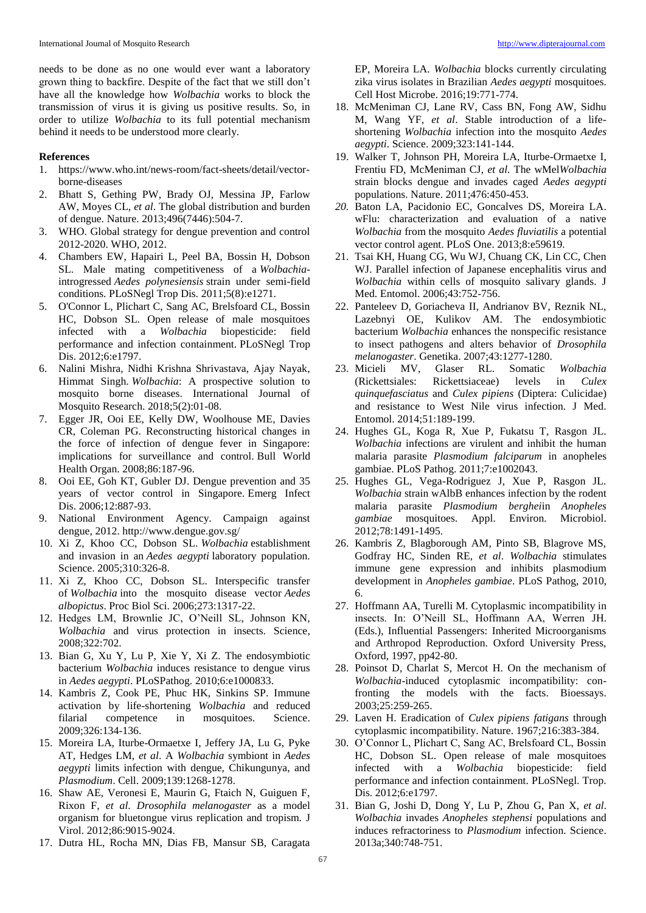needs to be done as no one would ever want a laboratory grown thing to backfire. Despite of the fact that we still don't have all the knowledge how *Wolbachia* works to block the transmission of virus it is giving us positive results. So, in order to utilize *Wolbachia* to its full potential mechanism behind it needs to be understood more clearly.

## References

1. https://www.who.int/news-room/fact-sheets/detail/vector-borne-diseases
2. Bhatt S, Gething PW, Brady OJ, Messina JP, Farlow AW, Moyes CL, *et al*. The global distribution and burden of dengue. Nature. 2013;496(7446):504-7.
3. WHO. Global strategy for dengue prevention and control 2012-2020. WHO, 2012.
4. Chambers EW, Hapairi L, Peel BA, Bossin H, Dobson SL. Male mating competitiveness of a *Wolbachia*-introgressed *Aedes polynesiensis* strain under semi-field conditions. PLoSNegl Trop Dis. 2011;5(8):e1271.
5. O'Connor L, Plichart C, Sang AC, Brelsfoard CL, Bossin HC, Dobson SL. Open release of male mosquitoes infected with a *Wolbachia* biopesticide: field performance and infection containment. PLoSNegl Trop Dis. 2012;6:e1797.
6. Nalini Mishra, Nidhi Krishna Shrivastava, Ajay Nayak, Himmat Singh. *Wolbachia*: A prospective solution to mosquito borne diseases. International Journal of Mosquito Research. 2018;5(2):01-08.
7. Egger JR, Ooi EE, Kelly DW, Woolhouse ME, Davies CR, Coleman PG. Reconstructing historical changes in the force of infection of dengue fever in Singapore: implications for surveillance and control. Bull World Health Organ. 2008;86:187-96.
8. Ooi EE, Goh KT, Gubler DJ. Dengue prevention and 35 years of vector control in Singapore. Emerg Infect Dis. 2006;12:887-93.
9. National Environment Agency. Campaign against dengue, 2012. http://www.dengue.gov.sg/
10. Xi Z, Khoo CC, Dobson SL. *Wolbachia* establishment and invasion in an *Aedes aegypti* laboratory population. Science. 2005;310:326-8.
11. Xi Z, Khoo CC, Dobson SL. Interspecific transfer of *Wolbachia* into the mosquito disease vector *Aedes albopictus*. Proc Biol Sci. 2006;273:1317-22.
12. Hedges LM, Brownlie JC, O'Neill SL, Johnson KN, *Wolbachia* and virus protection in insects. Science, 2008;322:702.
13. Bian G, Xu Y, Lu P, Xie Y, Xi Z. The endosymbiotic bacterium *Wolbachia* induces resistance to dengue virus in *Aedes aegypti*. PLoSPathog. 2010;6:e1000833.
14. Kambris Z, Cook PE, Phuc HK, Sinkins SP. Immune activation by life-shortening *Wolbachia* and reduced filarial competence in mosquitoes. Science. 2009;326:134-136.
15. Moreira LA, Iturbe-Ormaetxe I, Jeffery JA, Lu G, Pyke AT, Hedges LM, *et al*. A *Wolbachia* symbiont in *Aedes aegypti* limits infection with dengue, Chikungunya, and *Plasmodium*. Cell. 2009;139:1268-1278.
16. Shaw AE, Veronesi E, Maurin G, Ftaich N, Guiguen F, Rixon F, *et al*. *Drosophila melanogaster* as a model organism for bluetongue virus replication and tropism. J Virol. 2012;86:9015-9024.
17. Dutra HL, Rocha MN, Dias FB, Mansur SB, Caragata EP, Moreira LA. *Wolbachia* blocks currently circulating zika virus isolates in Brazilian *Aedes aegypti* mosquitoes. Cell Host Microbe. 2016;19:771-774.
18. McMeniman CJ, Lane RV, Cass BN, Fong AW, Sidhu M, Wang YF, *et al*. Stable introduction of a life-shortening *Wolbachia* infection into the mosquito *Aedes aegypti*. Science. 2009;323:141-144.
19. Walker T, Johnson PH, Moreira LA, Iturbe-Ormaetxe I, Frentiu FD, McMeniman CJ, *et al*. The wMel*Wolbachia* strain blocks dengue and invades caged *Aedes aegypti* populations. Nature. 2011;476:450-453.
20. Baton LA, Pacidonio EC, Goncalves DS, Moreira LA. wFlu: characterization and evaluation of a native *Wolbachia* from the mosquito *Aedes fluviatilis* a potential vector control agent. PLoS One. 2013;8:e59619.
21. Tsai KH, Huang CG, Wu WJ, Chuang CK, Lin CC, Chen WJ. Parallel infection of Japanese encephalitis virus and *Wolbachia* within cells of mosquito salivary glands. J Med. Entomol. 2006;43:752-756.
22. Panteleev D, Goriacheva II, Andrianov BV, Reznik NL, Lazebnyi OE, Kulikov AM. The endosymbiotic bacterium *Wolbachia* enhances the nonspecific resistance to insect pathogens and alters behavior of *Drosophila melanogaster*. Genetika. 2007;43:1277-1280.
23. Micieli MV, Glaser RL. Somatic *Wolbachia* (Rickettsiales: Rickettsiaceae) levels in *Culex quinquefasciatus* and *Culex pipiens* (Diptera: Culicidae) and resistance to West Nile virus infection. J Med. Entomol. 2014;51:189-199.
24. Hughes GL, Koga R, Xue P, Fukatsu T, Rasgon JL. *Wolbachia* infections are virulent and inhibit the human malaria parasite *Plasmodium falciparum* in anopheles gambiae. PLoS Pathog. 2011;7:e1002043.
25. Hughes GL, Vega-Rodriguez J, Xue P, Rasgon JL. *Wolbachia* strain wAlbB enhances infection by the rodent malaria parasite *Plasmodium berghei*in *Anopheles gambiae* mosquitoes. Appl. Environ. Microbiol. 2012;78:1491-1495.
26. Kambris Z, Blagborough AM, Pinto SB, Blagrove MS, Godfray HC, Sinden RE, *et al*. *Wolbachia* stimulates immune gene expression and inhibits plasmodium development in *Anopheles gambiae*. PLoS Pathog, 2010, 6.
27. Hoffmann AA, Turelli M. Cytoplasmic incompatibility in insects. In: O'Neill SL, Hoffmann AA, Werren JH. (Eds.), Influential Passengers: Inherited Microorganisms and Arthropod Reproduction. Oxford University Press, Oxford, 1997, pp42-80.
28. Poinsot D, Charlat S, Mercot H. On the mechanism of *Wolbachia*-induced cytoplasmic incompatibility: confronting the models with the facts. Bioessays. 2003;25:259-265.
29. Laven H. Eradication of *Culex pipiens fatigans* through cytoplasmic incompatibility. Nature. 1967;216:383-384.
30. O'Connor L, Plichart C, Sang AC, Brelsfoard CL, Bossin HC, Dobson SL. Open release of male mosquitoes infected with a *Wolbachia* biopesticide: field performance and infection containment. PLoSNegl. Trop. Dis. 2012;6:e1797.
31. Bian G, Joshi D, Dong Y, Lu P, Zhou G, Pan X, *et al*. *Wolbachia* invades *Anopheles stephensi* populations and induces refractoriness to *Plasmodium* infection. Science. 2013a;340:748-751.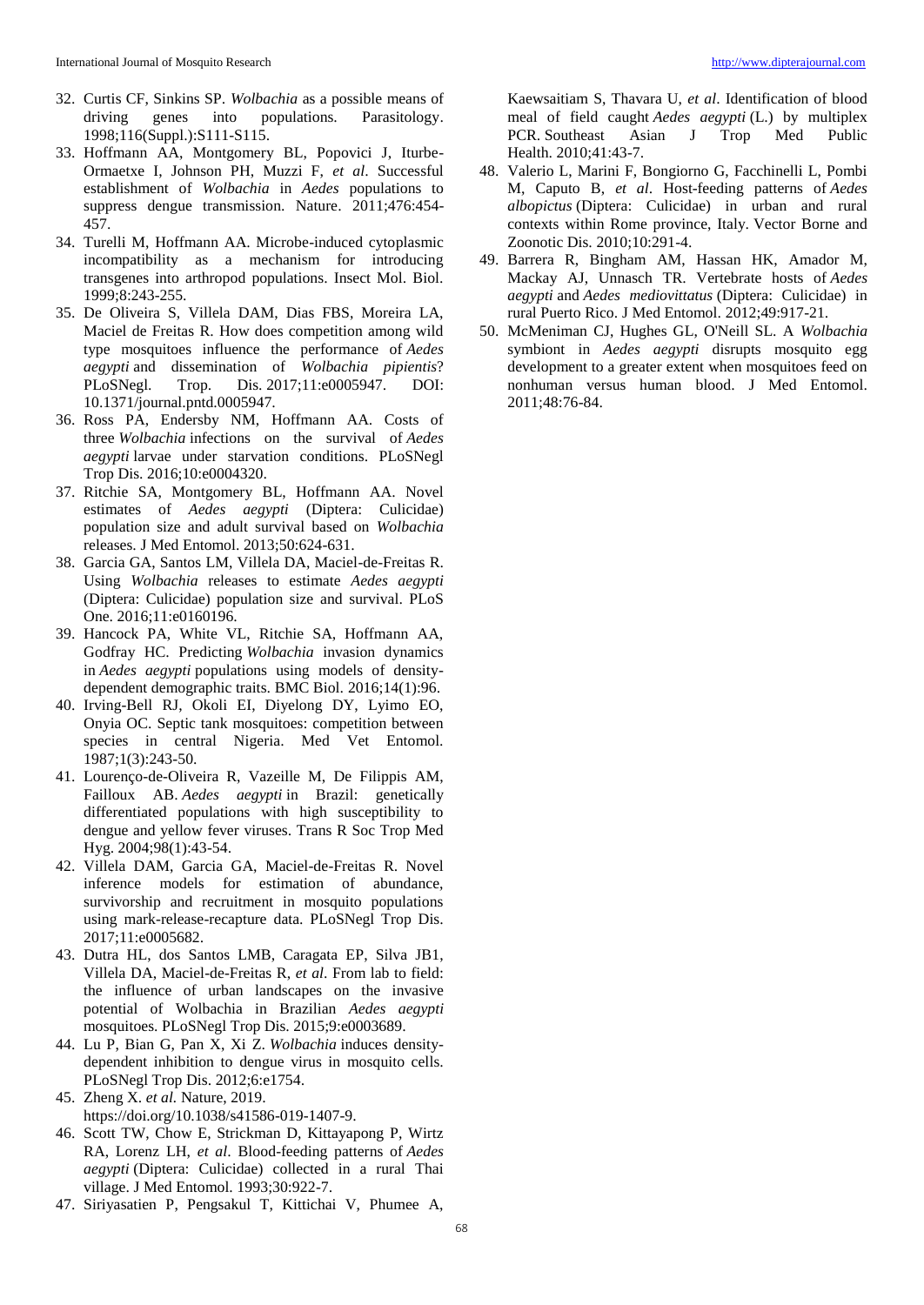32. Curtis CF, Sinkins SP. *Wolbachia* as a possible means of driving genes into populations. Parasitology. 1998;116(Suppl.):S111-S115.
33. Hoffmann AA, Montgomery BL, Popovici J, Iturbe-Ormaetxe I, Johnson PH, Muzzi F, *et al*. Successful establishment of *Wolbachia* in *Aedes* populations to suppress dengue transmission. Nature. 2011;476:454-457.
34. Turelli M, Hoffmann AA. Microbe-induced cytoplasmic incompatibility as a mechanism for introducing transgenes into arthropod populations. Insect Mol. Biol. 1999;8:243-255.
35. De Oliveira S, Villela DAM, Dias FBS, Moreira LA, Maciel de Freitas R. How does competition among wild type mosquitoes influence the performance of *Aedes aegypti* and dissemination of *Wolbachia pipientis*? PLoSNegl. Trop. Dis. 2017;11:e0005947. DOI: 10.1371/journal.pntd.0005947.
36. Ross PA, Endersby NM, Hoffmann AA. Costs of three *Wolbachia* infections on the survival of *Aedes aegypti* larvae under starvation conditions. PLoSNegl Trop Dis. 2016;10:e0004320.
37. Ritchie SA, Montgomery BL, Hoffmann AA. Novel estimates of *Aedes aegypti* (Diptera: Culicidae) population size and adult survival based on *Wolbachia* releases. J Med Entomol. 2013;50:624-631.
38. Garcia GA, Santos LM, Villela DA, Maciel-de-Freitas R. Using *Wolbachia* releases to estimate *Aedes aegypti* (Diptera: Culicidae) population size and survival. PLoS One. 2016;11:e0160196.
39. Hancock PA, White VL, Ritchie SA, Hoffmann AA, Godfray HC. Predicting *Wolbachia* invasion dynamics in *Aedes aegypti* populations using models of density-dependent demographic traits. BMC Biol. 2016;14(1):96.
40. Irving-Bell RJ, Okoli EI, Diyelong DY, Lyimo EO, Onyia OC. Septic tank mosquitoes: competition between species in central Nigeria. Med Vet Entomol. 1987;1(3):243-50.
41. Lourenço-de-Oliveira R, Vazeille M, De Filippis AM, Failloux AB. *Aedes aegypti* in Brazil: genetically differentiated populations with high susceptibility to dengue and yellow fever viruses. Trans R Soc Trop Med Hyg. 2004;98(1):43-54.
42. Villela DAM, Garcia GA, Maciel-de-Freitas R. Novel inference models for estimation of abundance, survivorship and recruitment in mosquito populations using mark-release-recapture data. PLoSNegl Trop Dis. 2017;11:e0005682.
43. Dutra HL, dos Santos LMB, Caragata EP, Silva JB1, Villela DA, Maciel-de-Freitas R, *et al*. From lab to field: the influence of urban landscapes on the invasive potential of Wolbachia in Brazilian *Aedes aegypti* mosquitoes. PLoSNegl Trop Dis. 2015;9:e0003689.
44. Lu P, Bian G, Pan X, Xi Z. *Wolbachia* induces density-dependent inhibition to dengue virus in mosquito cells. PLoSNegl Trop Dis. 2012;6:e1754.
45. Zheng X. *et al.* Nature, 2019. https://doi.org/10.1038/s41586-019-1407-9.
46. Scott TW, Chow E, Strickman D, Kittayapong P, Wirtz RA, Lorenz LH, *et al*. Blood-feeding patterns of *Aedes aegypti* (Diptera: Culicidae) collected in a rural Thai village. J Med Entomol. 1993;30:922-7.
47. Siriyasatien P, Pengsakul T, Kittichai V, Phumee A, Kaewsaitiam S, Thavara U, *et al*. Identification of blood meal of field caught *Aedes aegypti* (L.) by multiplex PCR. Southeast Asian J Trop Med Public Health. 2010;41:43-7.
48. Valerio L, Marini F, Bongiorno G, Facchinelli L, Pombi M, Caputo B, *et al*. Host-feeding patterns of *Aedes albopictus* (Diptera: Culicidae) in urban and rural contexts within Rome province, Italy. Vector Borne and Zoonotic Dis. 2010;10:291-4.
49. Barrera R, Bingham AM, Hassan HK, Amador M, Mackay AJ, Unnasch TR. Vertebrate hosts of *Aedes aegypti* and *Aedes mediovittatus* (Diptera: Culicidae) in rural Puerto Rico. J Med Entomol. 2012;49:917-21.
50. McMeniman CJ, Hughes GL, O'Neill SL. A *Wolbachia* symbiont in *Aedes aegypti* disrupts mosquito egg development to a greater extent when mosquitoes feed on nonhuman versus human blood. J Med Entomol. 2011;48:76-84.